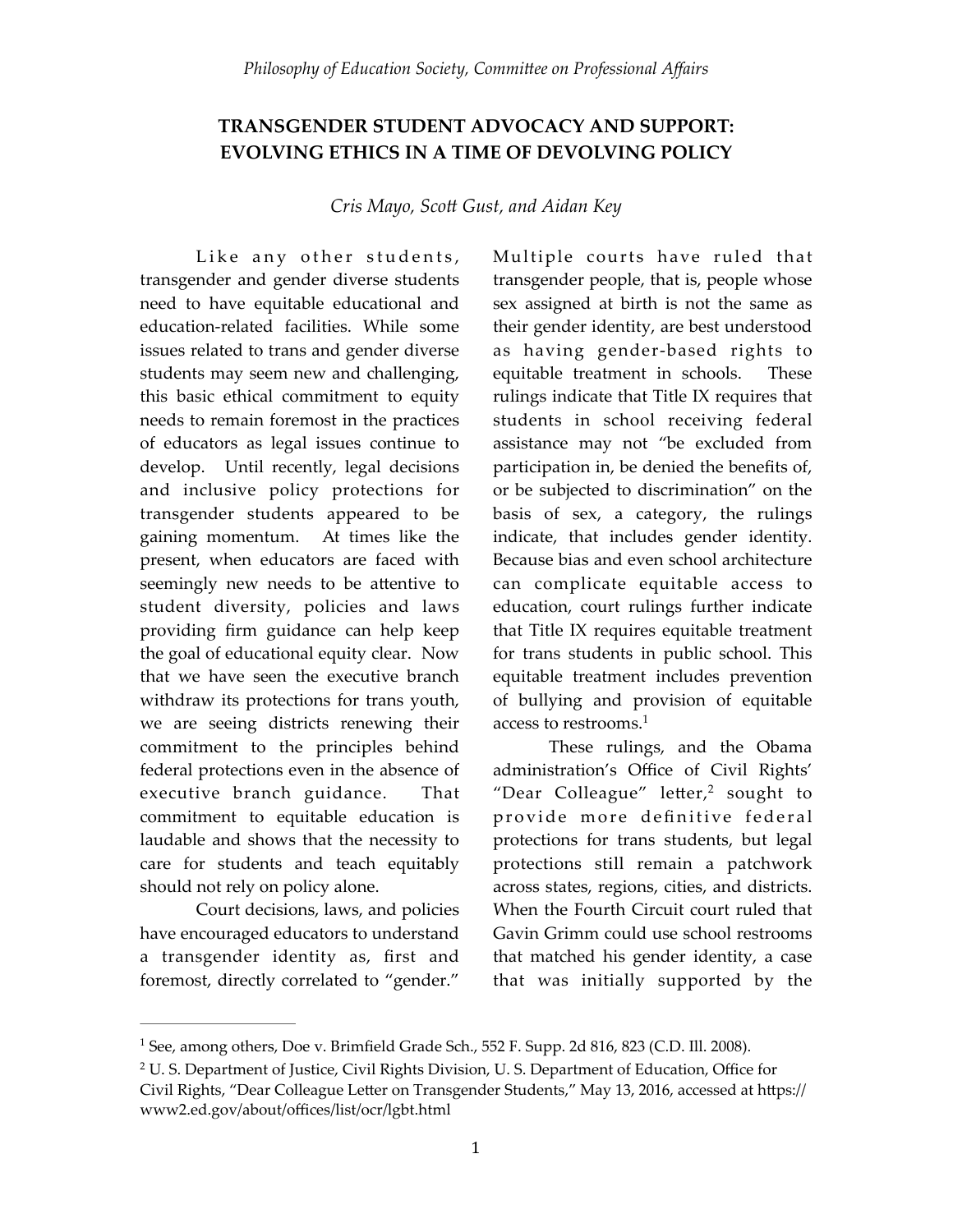*Philosophy of Education Society, Committee on Professional Affairs*

# TRANSGENDER STUDENT ADVOCACY AND SUPPORT: EVOLVING ETHICS IN A TIME OF DEVOLVING POLICY

*Cris Mayo, Scott Gust, and Aidan Key*

Like any other students, transgender and gender diverse students need to have equitable educational and education-related facilities. While some issues related to trans and gender diverse students may seem new and challenging, this basic ethical commitment to equity needs to remain foremost in the practices of educators as legal issues continue to develop. Until recently, legal decisions and inclusive policy protections for transgender students appeared to be gaining momentum. At times like the present, when educators are faced with seemingly new needs to be attentive to student diversity, policies and laws providing firm guidance can help keep the goal of educational equity clear. Now that we have seen the executive branch withdraw its protections for trans youth, we are seeing districts renewing their commitment to the principles behind federal protections even in the absence of executive branch guidance. That commitment to equitable education is laudable and shows that the necessity to care for students and teach equitably should not rely on policy alone.

Court decisions, laws, and policies have encouraged educators to understand a transgender identity as, first and foremost, directly correlated to "gender." Multiple courts have ruled that transgender people, that is, people whose sex assigned at birth is not the same as their gender identity, are best understood as having gender-based rights to equitable treatment in schools. These rulings indicate that Title IX requires that students in school receiving federal assistance may not "be excluded from participation in, be denied the benefits of, or be subjected to discrimination" on the basis of sex, a category, the rulings indicate, that includes gender identity. Because bias and even school architecture can complicate equitable access to education, court rulings further indicate that Title IX requires equitable treatment for trans students in public school. This equitable treatment includes prevention of bullying and provision of equitable access to restrooms.[1]

These rulings, and the Obama administration's Office of Civil Rights' "Dear Colleague" letter,[2] sought to provide more definitive federal protections for trans students, but legal protections still remain a patchwork across states, regions, cities, and districts. When the Fourth Circuit court ruled that Gavin Grimm could use school restrooms that matched his gender identity, a case that was initially supported by the

---

[1] See, among others, Doe v. Brimfield Grade Sch., 552 F. Supp. 2d 816, 823 (C.D. Ill. 2008).

[2] U. S. Department of Justice, Civil Rights Division, U. S. Department of Education, Office for Civil Rights, "Dear Colleague Letter on Transgender Students," May 13, 2016, accessed at https://www2.ed.gov/about/offices/list/ocr/lgbt.html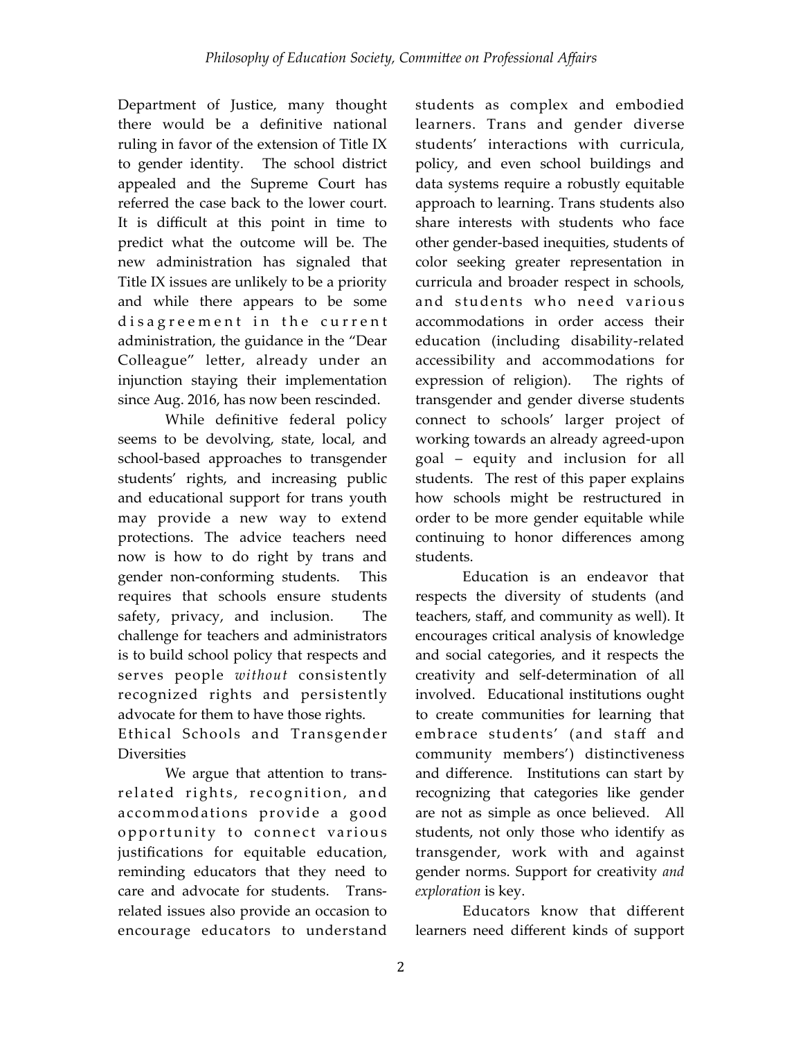Department of Justice, many thought there would be a definitive national ruling in favor of the extension of Title IX to gender identity. The school district appealed and the Supreme Court has referred the case back to the lower court. It is difficult at this point in time to predict what the outcome will be. The new administration has signaled that Title IX issues are unlikely to be a priority and while there appears to be some disagreement in the current administration, the guidance in the "Dear Colleague" letter, already under an injunction staying their implementation since Aug. 2016, has now been rescinded.

While definitive federal policy seems to be devolving, state, local, and school-based approaches to transgender students' rights, and increasing public and educational support for trans youth may provide a new way to extend protections. The advice teachers need now is how to do right by trans and gender non-conforming students. This requires that schools ensure students safety, privacy, and inclusion. The challenge for teachers and administrators is to build school policy that respects and serves people *without* consistently recognized rights and persistently advocate for them to have those rights.

## Ethical Schools and Transgender Diversities

We argue that attention to trans-related rights, recognition, and accommodations provide a good opportunity to connect various justifications for equitable education, reminding educators that they need to care and advocate for students. Trans-related issues also provide an occasion to encourage educators to understand students as complex and embodied learners. Trans and gender diverse students' interactions with curricula, policy, and even school buildings and data systems require a robustly equitable approach to learning. Trans students also share interests with students who face other gender-based inequities, students of color seeking greater representation in curricula and broader respect in schools, and students who need various accommodations in order access their education (including disability-related accessibility and accommodations for expression of religion). The rights of transgender and gender diverse students connect to schools' larger project of working towards an already agreed-upon goal – equity and inclusion for all students. The rest of this paper explains how schools might be restructured in order to be more gender equitable while continuing to honor differences among students.

Education is an endeavor that respects the diversity of students (and teachers, staff, and community as well). It encourages critical analysis of knowledge and social categories, and it respects the creativity and self-determination of all involved. Educational institutions ought to create communities for learning that embrace students' (and staff and community members') distinctiveness and difference. Institutions can start by recognizing that categories like gender are not as simple as once believed. All students, not only those who identify as transgender, work with and against gender norms. Support for creativity *and exploration* is key.

Educators know that different learners need different kinds of support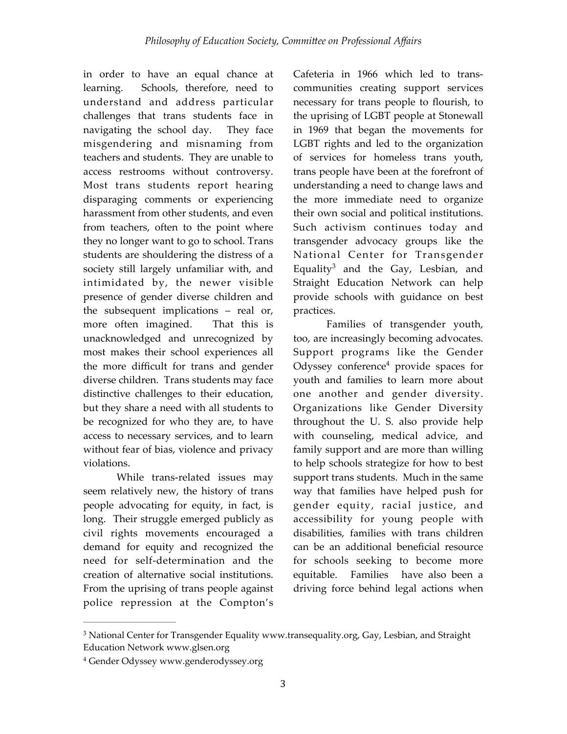in order to have an equal chance at learning. Schools, therefore, need to understand and address particular challenges that trans students face in navigating the school day. They face misgendering and misnaming from teachers and students. They are unable to access restrooms without controversy. Most trans students report hearing disparaging comments or experiencing harassment from other students, and even from teachers, often to the point where they no longer want to go to school. Trans students are shouldering the distress of a society still largely unfamiliar with, and intimidated by, the newer visible presence of gender diverse children and the subsequent implications – real or, more often imagined. That this is unacknowledged and unrecognized by most makes their school experiences all the more difficult for trans and gender diverse children. Trans students may face distinctive challenges to their education, but they share a need with all students to be recognized for who they are, to have access to necessary services, and to learn without fear of bias, violence and privacy violations.

While trans-related issues may seem relatively new, the history of trans people advocating for equity, in fact, is long. Their struggle emerged publicly as civil rights movements encouraged a demand for equity and recognized the need for self-determination and the creation of alternative social institutions. From the uprising of trans people against police repression at the Compton's Cafeteria in 1966 which led to trans-communities creating support services necessary for trans people to flourish, to the uprising of LGBT people at Stonewall in 1969 that began the movements for LGBT rights and led to the organization of services for homeless trans youth, trans people have been at the forefront of understanding a need to change laws and the more immediate need to organize their own social and political institutions. Such activism continues today and transgender advocacy groups like the National Center for Transgender Equality[3] and the Gay, Lesbian, and Straight Education Network can help provide schools with guidance on best practices.

Families of transgender youth, too, are increasingly becoming advocates. Support programs like the Gender Odyssey conference[4] provide spaces for youth and families to learn more about one another and gender diversity. Organizations like Gender Diversity throughout the U. S. also provide help with counseling, medical advice, and family support and are more than willing to help schools strategize for how to best support trans students. Much in the same way that families have helped push for gender equity, racial justice, and accessibility for young people with disabilities, families with trans children can be an additional beneficial resource for schools seeking to become more equitable. Families have also been a driving force behind legal actions when

---

[3] National Center for Transgender Equality www.transequality.org, Gay, Lesbian, and Straight Education Network www.glsen.org

[4] Gender Odyssey www.genderodyssey.org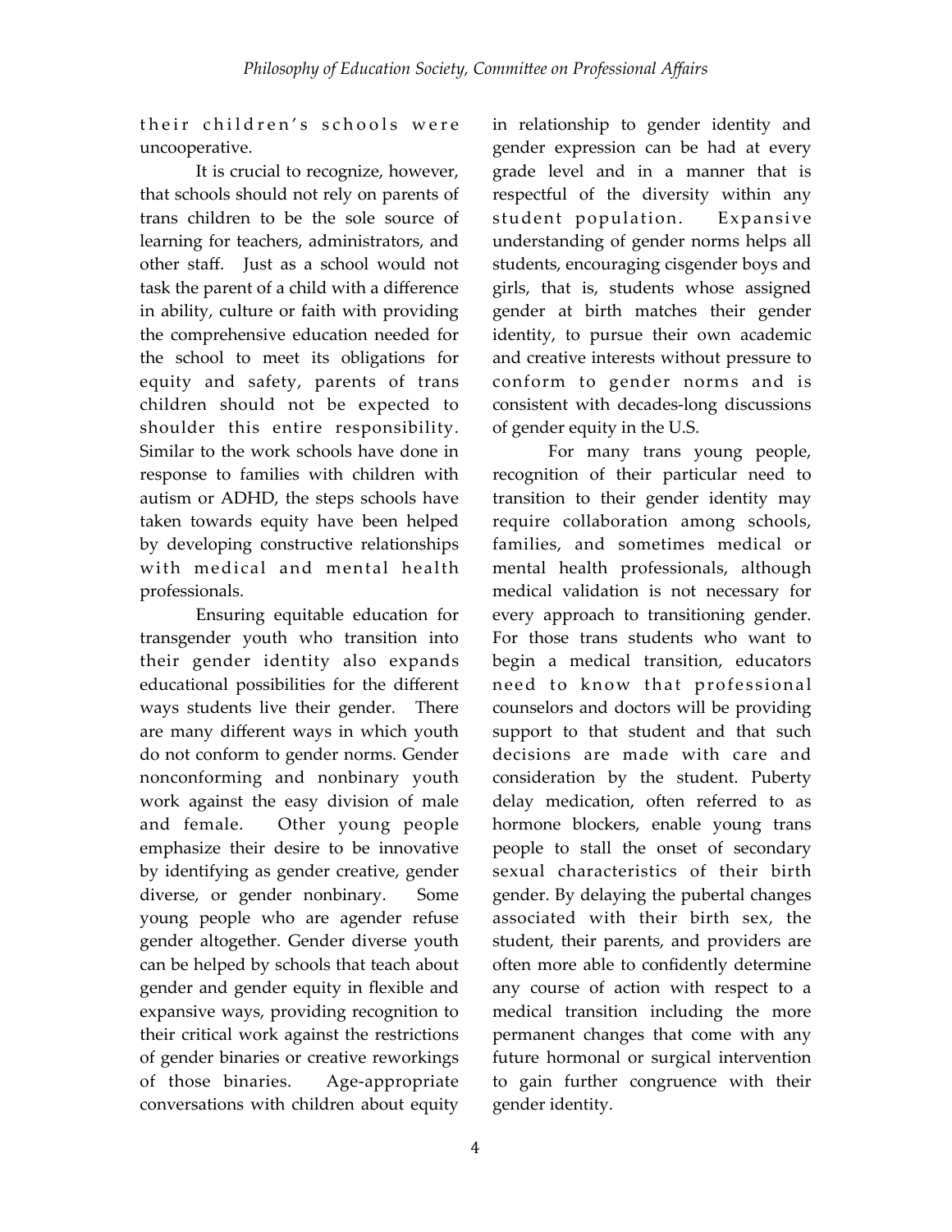their children's schools were uncooperative.

It is crucial to recognize, however, that schools should not rely on parents of trans children to be the sole source of learning for teachers, administrators, and other staff. Just as a school would not task the parent of a child with a difference in ability, culture or faith with providing the comprehensive education needed for the school to meet its obligations for equity and safety, parents of trans children should not be expected to shoulder this entire responsibility. Similar to the work schools have done in response to families with children with autism or ADHD, the steps schools have taken towards equity have been helped by developing constructive relationships with medical and mental health professionals.

Ensuring equitable education for transgender youth who transition into their gender identity also expands educational possibilities for the different ways students live their gender. There are many different ways in which youth do not conform to gender norms. Gender nonconforming and nonbinary youth work against the easy division of male and female. Other young people emphasize their desire to be innovative by identifying as gender creative, gender diverse, or gender nonbinary. Some young people who are agender refuse gender altogether. Gender diverse youth can be helped by schools that teach about gender and gender equity in flexible and expansive ways, providing recognition to their critical work against the restrictions of gender binaries or creative reworkings of those binaries. Age-appropriate conversations with children about equity in relationship to gender identity and gender expression can be had at every grade level and in a manner that is respectful of the diversity within any student population. Expansive understanding of gender norms helps all students, encouraging cisgender boys and girls, that is, students whose assigned gender at birth matches their gender identity, to pursue their own academic and creative interests without pressure to conform to gender norms and is consistent with decades-long discussions of gender equity in the U.S.

For many trans young people, recognition of their particular need to transition to their gender identity may require collaboration among schools, families, and sometimes medical or mental health professionals, although medical validation is not necessary for every approach to transitioning gender. For those trans students who want to begin a medical transition, educators need to know that professional counselors and doctors will be providing support to that student and that such decisions are made with care and consideration by the student. Puberty delay medication, often referred to as hormone blockers, enable young trans people to stall the onset of secondary sexual characteristics of their birth gender. By delaying the pubertal changes associated with their birth sex, the student, their parents, and providers are often more able to confidently determine any course of action with respect to a medical transition including the more permanent changes that come with any future hormonal or surgical intervention to gain further congruence with their gender identity.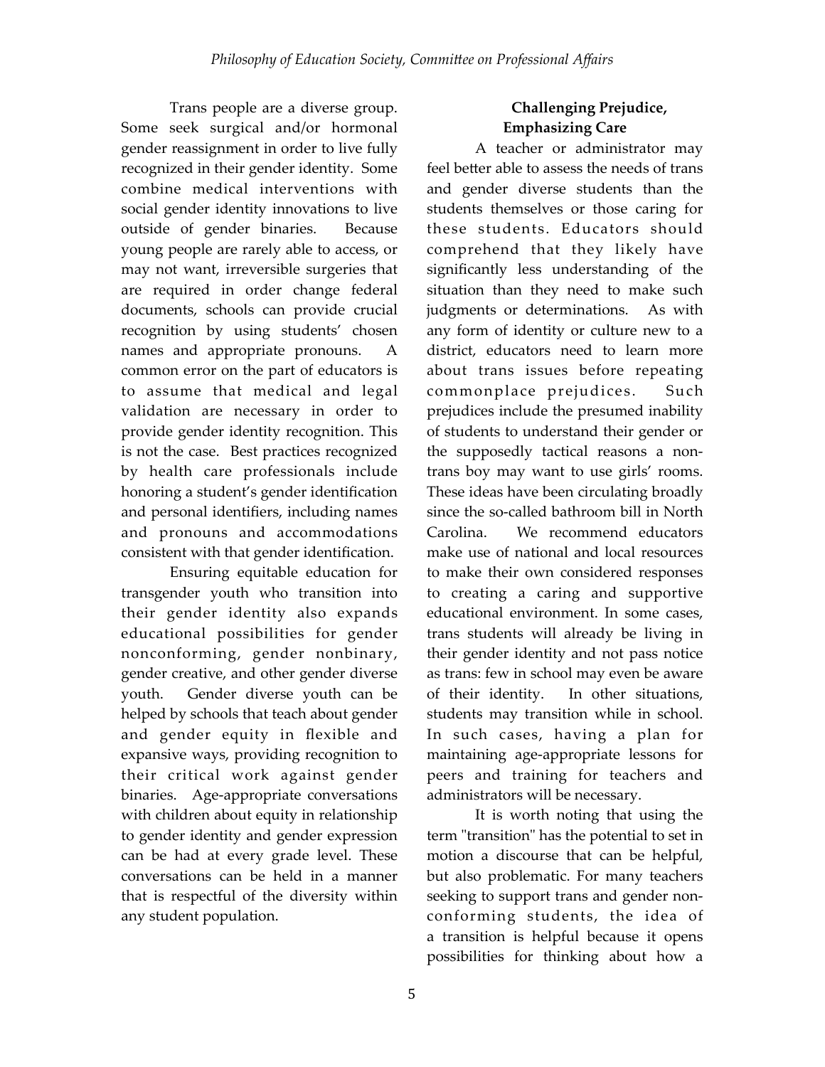Trans people are a diverse group. Some seek surgical and/or hormonal gender reassignment in order to live fully recognized in their gender identity. Some combine medical interventions with social gender identity innovations to live outside of gender binaries. Because young people are rarely able to access, or may not want, irreversible surgeries that are required in order change federal documents, schools can provide crucial recognition by using students' chosen names and appropriate pronouns. A common error on the part of educators is to assume that medical and legal validation are necessary in order to provide gender identity recognition. This is not the case. Best practices recognized by health care professionals include honoring a student's gender identification and personal identifiers, including names and pronouns and accommodations consistent with that gender identification.

Ensuring equitable education for transgender youth who transition into their gender identity also expands educational possibilities for gender nonconforming, gender nonbinary, gender creative, and other gender diverse youth. Gender diverse youth can be helped by schools that teach about gender and gender equity in flexible and expansive ways, providing recognition to their critical work against gender binaries. Age-appropriate conversations with children about equity in relationship to gender identity and gender expression can be had at every grade level. These conversations can be held in a manner that is respectful of the diversity within any student population.

## Challenging Prejudice, Emphasizing Care

A teacher or administrator may feel better able to assess the needs of trans and gender diverse students than the students themselves or those caring for these students. Educators should comprehend that they likely have significantly less understanding of the situation than they need to make such judgments or determinations. As with any form of identity or culture new to a district, educators need to learn more about trans issues before repeating commonplace prejudices. Such prejudices include the presumed inability of students to understand their gender or the supposedly tactical reasons a non-trans boy may want to use girls' rooms. These ideas have been circulating broadly since the so-called bathroom bill in North Carolina. We recommend educators make use of national and local resources to make their own considered responses to creating a caring and supportive educational environment. In some cases, trans students will already be living in their gender identity and not pass notice as trans: few in school may even be aware of their identity. In other situations, students may transition while in school. In such cases, having a plan for maintaining age-appropriate lessons for peers and training for teachers and administrators will be necessary.

It is worth noting that using the term "transition" has the potential to set in motion a discourse that can be helpful, but also problematic. For many teachers seeking to support trans and gender non-conforming students, the idea of a transition is helpful because it opens possibilities for thinking about how a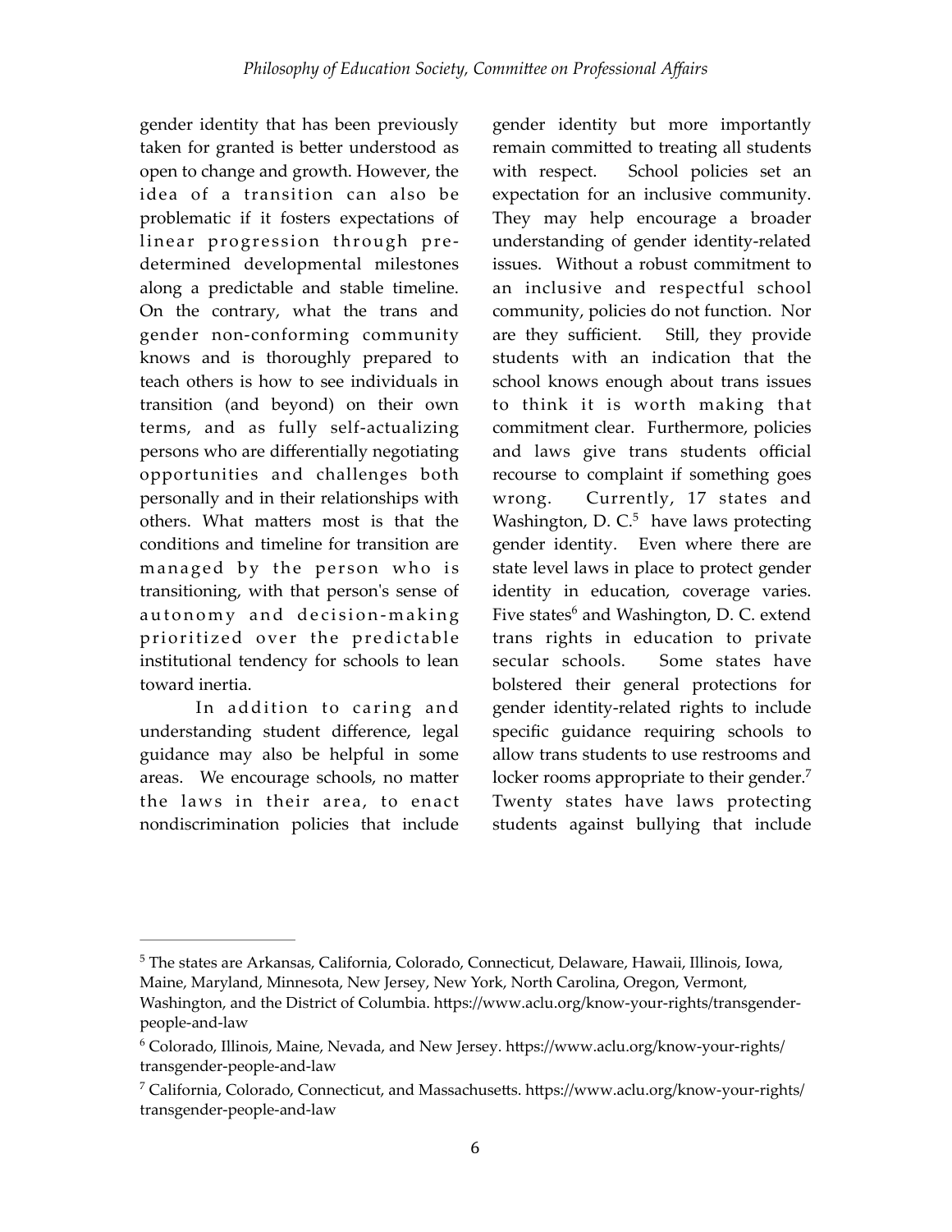gender identity that has been previously taken for granted is better understood as open to change and growth. However, the idea of a transition can also be problematic if it fosters expectations of linear progression through pre-determined developmental milestones along a predictable and stable timeline. On the contrary, what the trans and gender non-conforming community knows and is thoroughly prepared to teach others is how to see individuals in transition (and beyond) on their own terms, and as fully self-actualizing persons who are differentially negotiating opportunities and challenges both personally and in their relationships with others. What matters most is that the conditions and timeline for transition are managed by the person who is transitioning, with that person's sense of autonomy and decision-making prioritized over the predictable institutional tendency for schools to lean toward inertia.

In addition to caring and understanding student difference, legal guidance may also be helpful in some areas. We encourage schools, no matter the laws in their area, to enact nondiscrimination policies that include gender identity but more importantly remain committed to treating all students with respect. School policies set an expectation for an inclusive community. They may help encourage a broader understanding of gender identity-related issues. Without a robust commitment to an inclusive and respectful school community, policies do not function. Nor are they sufficient. Still, they provide students with an indication that the school knows enough about trans issues to think it is worth making that commitment clear. Furthermore, policies and laws give trans students official recourse to complaint if something goes wrong. Currently, 17 states and Washington, D. C.[5] have laws protecting gender identity. Even where there are state level laws in place to protect gender identity in education, coverage varies. Five states[6] and Washington, D. C. extend trans rights in education to private secular schools. Some states have bolstered their general protections for gender identity-related rights to include specific guidance requiring schools to allow trans students to use restrooms and locker rooms appropriate to their gender.[7] Twenty states have laws protecting students against bullying that include

---

[5] The states are Arkansas, California, Colorado, Connecticut, Delaware, Hawaii, Illinois, Iowa, Maine, Maryland, Minnesota, New Jersey, New York, North Carolina, Oregon, Vermont, Washington, and the District of Columbia. https://www.aclu.org/know-your-rights/transgender-people-and-law

[6] Colorado, Illinois, Maine, Nevada, and New Jersey. https://www.aclu.org/know-your-rights/transgender-people-and-law

[7] California, Colorado, Connecticut, and Massachusetts. https://www.aclu.org/know-your-rights/transgender-people-and-law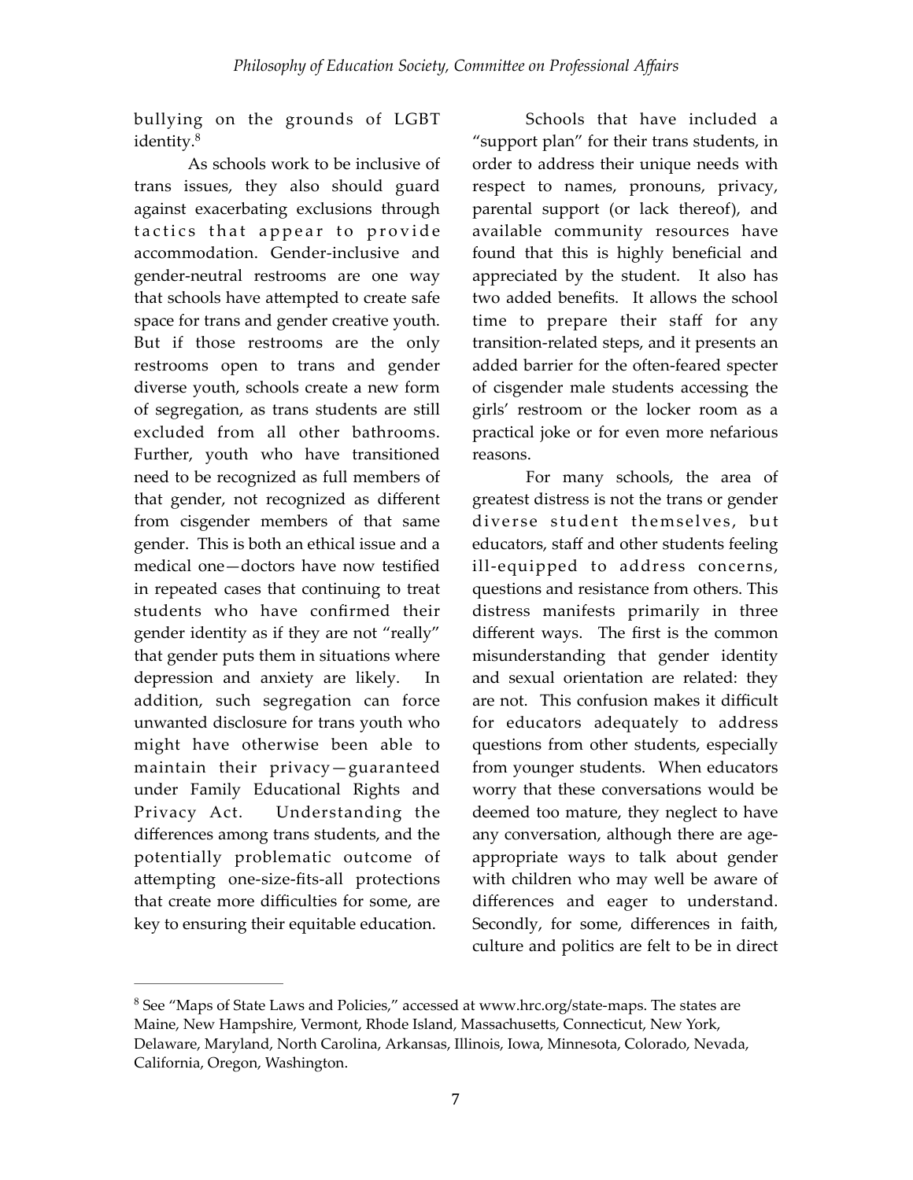bullying on the grounds of LGBT identity.[8]

As schools work to be inclusive of trans issues, they also should guard against exacerbating exclusions through tactics that appear to provide accommodation. Gender-inclusive and gender-neutral restrooms are one way that schools have attempted to create safe space for trans and gender creative youth. But if those restrooms are the only restrooms open to trans and gender diverse youth, schools create a new form of segregation, as trans students are still excluded from all other bathrooms. Further, youth who have transitioned need to be recognized as full members of that gender, not recognized as different from cisgender members of that same gender. This is both an ethical issue and a medical one—doctors have now testified in repeated cases that continuing to treat students who have confirmed their gender identity as if they are not "really" that gender puts them in situations where depression and anxiety are likely. In addition, such segregation can force unwanted disclosure for trans youth who might have otherwise been able to maintain their privacy—guaranteed under Family Educational Rights and Privacy Act. Understanding the differences among trans students, and the potentially problematic outcome of attempting one-size-fits-all protections that create more difficulties for some, are key to ensuring their equitable education.

Schools that have included a "support plan" for their trans students, in order to address their unique needs with respect to names, pronouns, privacy, parental support (or lack thereof), and available community resources have found that this is highly beneficial and appreciated by the student. It also has two added benefits. It allows the school time to prepare their staff for any transition-related steps, and it presents an added barrier for the often-feared specter of cisgender male students accessing the girls' restroom or the locker room as a practical joke or for even more nefarious reasons.

For many schools, the area of greatest distress is not the trans or gender diverse student themselves, but educators, staff and other students feeling ill-equipped to address concerns, questions and resistance from others. This distress manifests primarily in three different ways. The first is the common misunderstanding that gender identity and sexual orientation are related: they are not. This confusion makes it difficult for educators adequately to address questions from other students, especially from younger students. When educators worry that these conversations would be deemed too mature, they neglect to have any conversation, although there are age-appropriate ways to talk about gender with children who may well be aware of differences and eager to understand. Secondly, for some, differences in faith, culture and politics are felt to be in direct

---

[8] See "Maps of State Laws and Policies," accessed at www.hrc.org/state-maps. The states are Maine, New Hampshire, Vermont, Rhode Island, Massachusetts, Connecticut, New York, Delaware, Maryland, North Carolina, Arkansas, Illinois, Iowa, Minnesota, Colorado, Nevada, California, Oregon, Washington.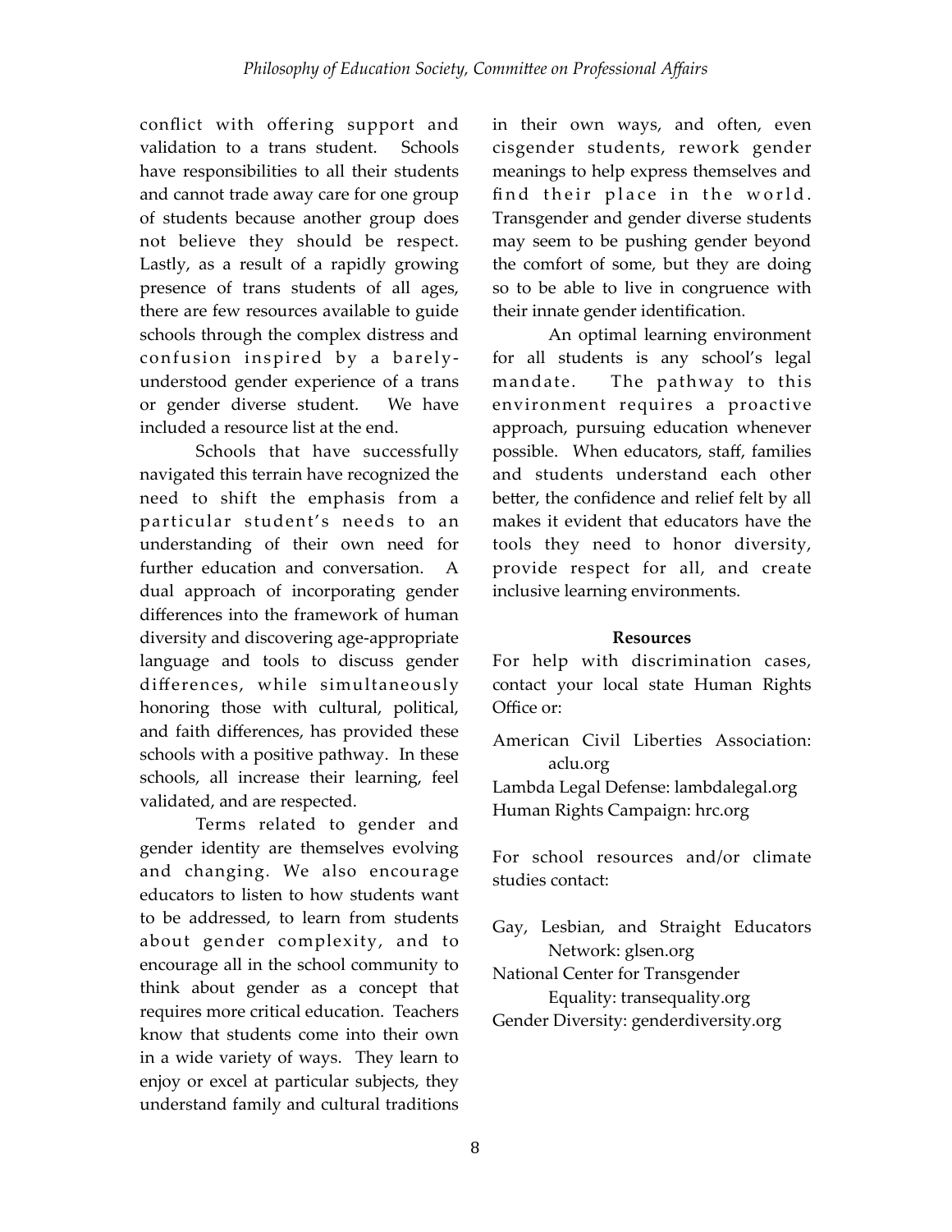conflict with offering support and validation to a trans student. Schools have responsibilities to all their students and cannot trade away care for one group of students because another group does not believe they should be respect. Lastly, as a result of a rapidly growing presence of trans students of all ages, there are few resources available to guide schools through the complex distress and confusion inspired by a barely-understood gender experience of a trans or gender diverse student. We have included a resource list at the end.

Schools that have successfully navigated this terrain have recognized the need to shift the emphasis from a particular student's needs to an understanding of their own need for further education and conversation. A dual approach of incorporating gender differences into the framework of human diversity and discovering age-appropriate language and tools to discuss gender differences, while simultaneously honoring those with cultural, political, and faith differences, has provided these schools with a positive pathway. In these schools, all increase their learning, feel validated, and are respected.

Terms related to gender and gender identity are themselves evolving and changing. We also encourage educators to listen to how students want to be addressed, to learn from students about gender complexity, and to encourage all in the school community to think about gender as a concept that requires more critical education. Teachers know that students come into their own in a wide variety of ways. They learn to enjoy or excel at particular subjects, they understand family and cultural traditions in their own ways, and often, even cisgender students, rework gender meanings to help express themselves and find their place in the world. Transgender and gender diverse students may seem to be pushing gender beyond the comfort of some, but they are doing so to be able to live in congruence with their innate gender identification.

An optimal learning environment for all students is any school's legal mandate. The pathway to this environment requires a proactive approach, pursuing education whenever possible. When educators, staff, families and students understand each other better, the confidence and relief felt by all makes it evident that educators have the tools they need to honor diversity, provide respect for all, and create inclusive learning environments.

**Resources**

For help with discrimination cases, contact your local state Human Rights Office or:

American Civil Liberties Association: aclu.org
Lambda Legal Defense: lambdalegal.org
Human Rights Campaign: hrc.org

For school resources and/or climate studies contact:

Gay, Lesbian, and Straight Educators Network: glsen.org
National Center for Transgender Equality: transequality.org
Gender Diversity: genderdiversity.org